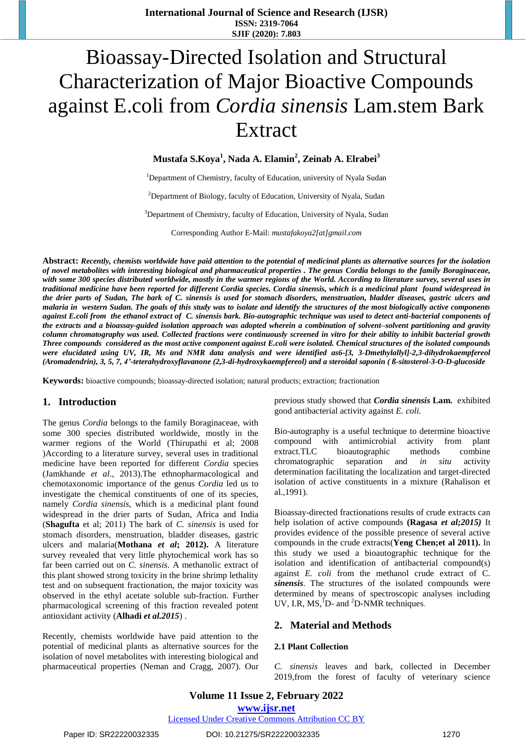# Bioassay-Directed Isolation and Structural Characterization of Major Bioactive Compounds against E.coli from *Cordia sinensis* Lam.stem Bark Extract

**Mustafa S.Koya[1], Nada A. Elamin[2], Zeinab A. Elrabei[3]**

[1]Department of Chemistry, faculty of Education, university of Nyala Sudan

[2]Department of Biology, faculty of Education, University of Nyala, Sudan

[3]Department of Chemistry, faculty of Education, University of Nyala, Sudan

Corresponding Author E-Mail: *mustafakoya2[at]gmail.com*

**Abstract:** ***Recently, chemists worldwide have paid attention to the potential of medicinal plants as alternative sources for the isolation of novel metabolites with interesting biological and pharmaceutical properties . The genus Cordia belongs to the family Boraginaceae, with some 300 species distributed worldwide, mostly in the warmer regions of the World. According to literature survey, several uses in traditional medicine have been reported for different Cordia species. Cordia sinensis, which is a medicinal plant found widespread in the drier parts of Sudan, The bark of C. sinensis is used for stomach disorders, menstruation, bladder diseases, gastric ulcers and malaria in western Sudan. The goals of this study was to isolate and identify the structures of the most biologically active components against E.coli from the ethanol extract of C. sinensis bark. Bio-autographic technique was used to detect anti-bacterial components of the extracts and a bioassay-guided isolation approach was adopted wherein a combination of solvent–solvent partitioning and gravity column chromatography was used. Collected fractions were continuously screened in vitro for their ability to inhibit bacterial growth Three compounds considered as the most active component against E.coli were isolated. Chemical structures of the isolated compounds were elucidated using UV, IR, Ms and NMR data analysis and were identified as6-[3, 3-Dmethylallyl]-2,3-dihydrokaempfereol (Aromadendrin), 3, 5, 7, 4'-teterahydroxyflavanone (2,3-di-hydroxykaempfereol) and a steroidal saponin ( ß-sitosterol-3-O-D-glucoside***

**Keywords:** bioactive compounds; bioassay-directed isolation; natural products; extraction; fractionation

## 1. Introduction

The genus *Cordia* belongs to the family Boraginaceae, with some 300 species distributed worldwide, mostly in the warmer regions of the World (Thirupathi et al; 2008 )According to a literature survey, several uses in traditional medicine have been reported for different *Cordia* species (Jamkhande *et al*., 2013).The ethnopharmacological and chemotaxonomic importance of the genus *Cordia* led us to investigate the chemical constituents of one of its species, namely *Cordia sinensis*, which is a medicinal plant found widespread in the drier parts of Sudan, Africa and India (**Shagufta** et al; 2011) The bark of *C. sinensis* is used for stomach disorders, menstruation, bladder diseases, gastric ulcers and malaria(**Mothana** ***et al*****; 2012).** A literature survey revealed that very little phytochemical work has so far been carried out on *C. sinensis*. A methanolic extract of this plant showed strong toxicity in the brine shrimp lethality test and on subsequent fractionation, the major toxicity was observed in the ethyl acetate soluble sub-fraction. Further pharmacological screening of this fraction revealed potent antioxidant activity (**Alhadi** ***et al*****.2015**) .

Recently, chemists worldwide have paid attention to the potential of medicinal plants as alternative sources for the isolation of novel metabolites with interesting biological and pharmaceutical properties (Neman and Cragg, 2007). Our previous study showed that ***Cordia sinensis*** **Lam.** exhibited good antibacterial activity against *E. coli.*

Bio-autography is a useful technique to determine bioactive compound with antimicrobial activity from plant extract.TLC bioautographic methods combine chromatographic separation and *in situ* activity determination facilitating the localization and target-directed isolation of active constituents in a mixture (Rahalison et al.,1991).

Bioassay-directed fractionations results of crude extracts can help isolation of active compounds **(Ragasa** ***et al;2015)*** It provides evidence of the possible presence of several active compounds in the crude extracts(**Yeng Chen;et al 2011).** In this study we used a bioautographic technique for the isolation and identification of antibacterial compound(s) against *E. coli* from the methanol crude extract of C. ***sinensis***. The structures of the isolated compounds were determined by means of spectroscopic analyses including UV, I.R, MS,[1]D- and [2]D-NMR techniques.

## 2. Material and Methods

### 2.1 Plant Collection

*C. sinensis* leaves and bark, collected in December 2019,from the forest of faculty of veterinary science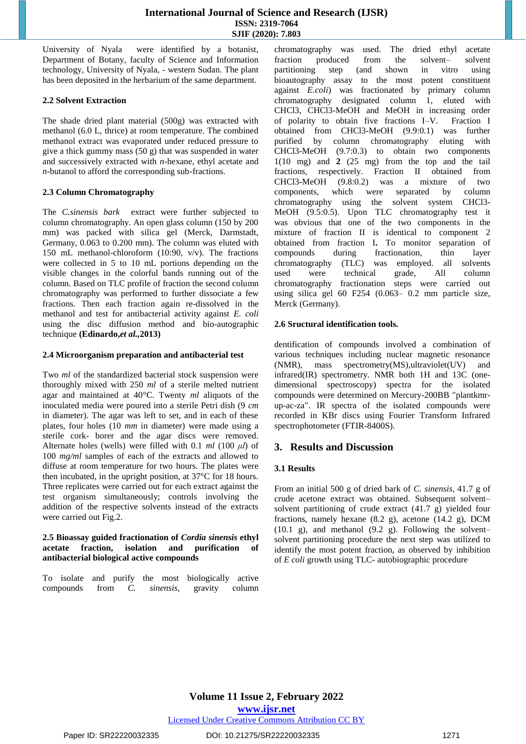University of Nyala were identified by a botanist, Department of Botany, faculty of Science and Information technology, University of Nyala, - western Sudan. The plant has been deposited in the herbarium of the same department.

### 2.2 Solvent Extraction

The shade dried plant material (500g) was extracted with methanol (6.0 L, thrice) at room temperature. The combined methanol extract was evaporated under reduced pressure to give a thick gummy mass (50 g) that was suspended in water and successively extracted with *n*-hexane, ethyl acetate and *n*-butanol to afford the corresponding sub-fractions.

### 2.3 Column Chromatography

The *C.sinensis bark* extract were further subjected to column chromatography. An open glass column (150 by 200 mm) was packed with silica gel (Merck, Darmstadt, Germany, 0.063 to 0.200 mm). The column was eluted with 150 mL methanol-chloroform (10:90, v/v). The fractions were collected in 5 to 10 mL portions depending on the visible changes in the colorful bands running out of the column. Based on TLC profile of fraction the second column chromatography was performed to further dissociate a few fractions. Then each fraction again re-dissolved in the methanol and test for antibacterial activity against *E. coli* using the disc diffusion method and bio-autographic technique **(Edinardo,*et al.*,2013)**

### 2.4 Microorganism preparation and antibacterial test

Two *ml* of the standardized bacterial stock suspension were thoroughly mixed with 250 *ml* of a sterile melted nutrient agar and maintained at 40°C. Twenty *ml* aliquots of the inoculated media were poured into a sterile Petri dish (9 *cm* in diameter). The agar was left to set, and in each of these plates, four holes (10 *mm* in diameter) were made using a sterile cork- borer and the agar discs were removed. Alternate holes (wells) were filled with 0.1 *ml* (100 $\mu l$) of 100 *mg/ml* samples of each of the extracts and allowed to diffuse at room temperature for two hours. The plates were then incubated, in the upright position, at 37°C for 18 hours. Three replicates were carried out for each extract against the test organism simultaneously; controls involving the addition of the respective solvents instead of the extracts were carried out Fig.2.

### 2.5 Bioassay guided fractionation of *Cordia sinensis* ethyl acetate fraction, isolation and purification of antibacterial biological active compounds

To isolate and purify the most biologically active compounds from *C. sinensis*, gravity column chromatography was used. The dried ethyl acetate fraction produced from the solvent– solvent partitioning step (and shown in vitro using bioautography assay to the most potent constituent against *E.coli*) was fractionated by primary column chromatography designated column 1, eluted with CHCl3, CHCl3-MeOH and MeOH in increasing order of polarity to obtain five fractions I–V. Fraction I obtained from CHCl3-MeOH (9.9:0.1) was further purified by column chromatography eluting with CHCl3-MeOH (9.7:0.3) to obtain two components 1(10 mg) and **2** (25 mg) from the top and the tail fractions, respectively. Fraction II obtained from CHCl3-MeOH (9.8:0.2) was a mixture of two components, which were separated by column chromatography using the solvent system CHCl3-MeOH (9.5:0.5). Upon TLC chromatography test it was obvious that one of the two components in the mixture of fraction II is identical to component 2 obtained from fraction I**.** To monitor separation of compounds during fractionation, thin layer chromatography (TLC) was employed. all solvents used were technical grade, All column chromatography fractionation steps were carried out using silica gel 60 F254 (0.063– 0.2 mm particle size, Merck (Germany).

### 2.6 Sructural identification tools.

dentification of compounds involved a combination of various techniques including nuclear magnetic resonance (NMR), mass spectrometry(MS),ultraviolet(UV) and infrared(IR) spectrometry. NMR both 1H and 13C (one-dimensional spectroscopy) spectra for the isolated compounds were determined on Mercury-200BB "plantkmr-up-ac-za". IR spectra of the isolated compounds were recorded in KBr discs using Fourier Transform Infrared spectrophotometer (FTIR-8400S).

## 3. Results and Discussion

### 3.1 Results

From an initial 500 g of dried bark of *C. sinensis*, 41.7 g of crude acetone extract was obtained. Subsequent solvent–solvent partitioning of crude extract (41.7 g) yielded four fractions, namely hexane (8.2 g), acetone (14.2 g), DCM (10.1 g), and methanol (9.2 g). Following the solvent–solvent partitioning procedure the next step was utilized to identify the most potent fraction, as observed by inhibition of *E coli* growth using TLC- autobiographic procedure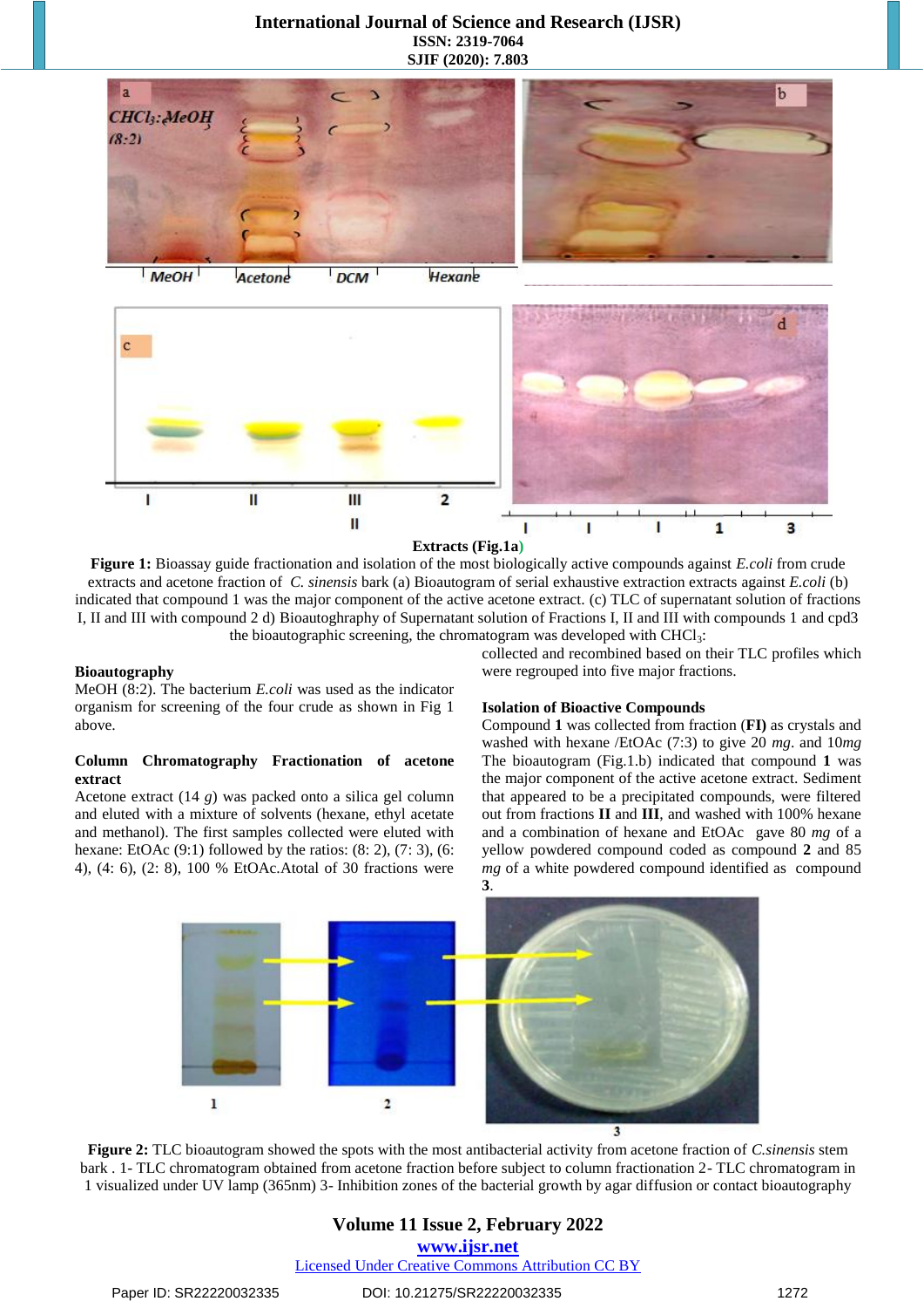Extracts (Fig.1a)

**Figure 1:** Bioassay guide fractionation and isolation of the most biologically active compounds against *E.coli* from crude extracts and acetone fraction of *C. sinensis* bark (a) Bioautogram of serial exhaustive extraction extracts against *E.coli* (b) indicated that compound 1 was the major component of the active acetone extract. (c) TLC of supernatant solution of fractions I, II and III with compound 2 d) Bioautoghraphy of Supernatant solution of Fractions I, II and III with compounds 1 and cpd3 the bioautographic screening, the chromatogram was developed with $CHCl_3$: MeOH (8:2). The bacterium *E.coli* was used as the indicator organism for screening of the four crude as shown in Fig 1 above.

### Bioautography

### Column Chromatography Fractionation of acetone extract

Acetone extract (14 *g*) was packed onto a silica gel column and eluted with a mixture of solvents (hexane, ethyl acetate and methanol). The first samples collected were eluted with hexane: EtOAc (9:1) followed by the ratios: (8: 2), (7: 3), (6: 4), (4: 6), (2: 8), 100 % EtOAc.Atotal of 30 fractions were collected and recombined based on their TLC profiles which were regrouped into five major fractions.

### Isolation of Bioactive Compounds

Compound **1** was collected from fraction (**FI)** as crystals and washed with hexane /EtOAc (7:3) to give 20 *mg*. and 10*mg* The bioautogram (Fig.1.b) indicated that compound **1** was the major component of the active acetone extract. Sediment that appeared to be a precipitated compounds, were filtered out from fractions **II** and **III**, and washed with 100% hexane and a combination of hexane and EtOAc gave 80 *mg* of a yellow powdered compound coded as compound **2** and 85 *mg* of a white powdered compound identified as compound **3**.

**Figure 2:** TLC bioautogram showed the spots with the most antibacterial activity from acetone fraction of *C.sinensis* stem bark . 1- TLC chromatogram obtained from acetone fraction before subject to column fractionation 2- TLC chromatogram in 1 visualized under UV lamp (365nm) 3- Inhibition zones of the bacterial growth by agar diffusion or contact bioautography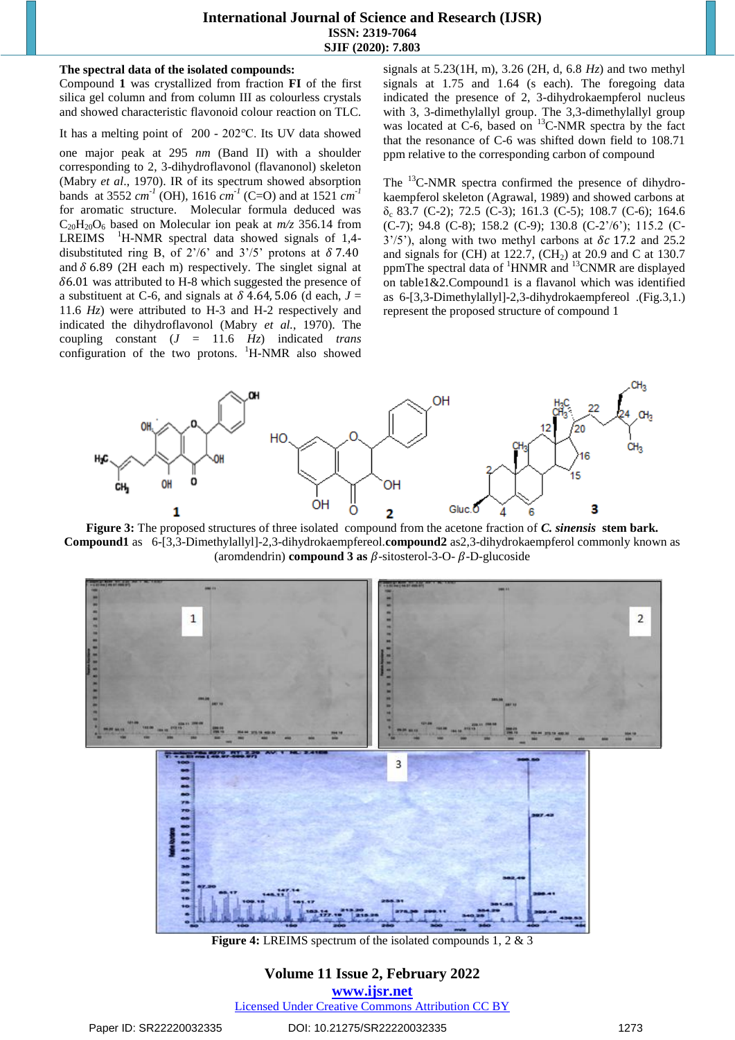**The spectral data of the isolated compounds:**

Compound **1** was crystallized from fraction **FI** of the first silica gel column and from column III as colourless crystals and showed characteristic flavonoid colour reaction on TLC.

It has a melting point of 200 - 202°C. Its UV data showed one major peak at 295 *nm* (Band II) with a shoulder corresponding to 2, 3-dihydroflavonol (flavanonol) skeleton (Mabry *et al*., 1970). IR of its spectrum showed absorption bands at 3552 $cm^{-1}$ (OH), 1616 $cm^{-1}$ (C=O) and at 1521 $cm^{-1}$ for aromatic structure. Molecular formula deduced was $C_{20}H_{20}O_6$ based on Molecular ion peak at *m/z* 356.14 from LREIMS $^1$H-NMR spectral data showed signals of 1,4-disubstituted ring B, of 2'/6' and 3'/5' protons at $\delta$ 7.40 and $\delta$ 6.89 (2H each m) respectively. The singlet signal at $\delta$6.01 was attributed to H-8 which suggested the presence of a substituent at C-6, and signals at $\delta$ 4.64, 5.06 (d each, $J$ = 11.6 *Hz*) were attributed to H-3 and H-2 respectively and indicated the dihydroflavonol (Mabry *et al.*, 1970). The coupling constant ($J$ = 11.6 *Hz*) indicated *trans* configuration of the two protons. $^1$H-NMR also showed signals at 5.23(1H, m), 3.26 (2H, d, 6.8 *Hz*) and two methyl signals at 1.75 and 1.64 (s each). The foregoing data indicated the presence of 2, 3-dihydrokaempferol nucleus with 3, 3-dimethylallyl group. The 3,3-dimethylallyl group was located at C-6, based on $^{13}$C-NMR spectra by the fact that the resonance of C-6 was shifted down field to 108.71 ppm relative to the corresponding carbon of compound

The $^{13}$C-NMR spectra confirmed the presence of dihydro-kaempferol skeleton (Agrawal, 1989) and showed carbons at $\delta_c$ 83.7 (C-2); 72.5 (C-3); 161.3 (C-5); 108.7 (C-6); 164.6 (C-7); 94.8 (C-8); 158.2 (C-9); 130.8 (C-2'/6'); 115.2 (C-3'/5'), along with two methyl carbons at $\delta c$ 17.2 and 25.2 and signals for (CH) at 122.7, ($CH_2$) at 20.9 and C at 130.7 ppmThe spectral data of $^1$HNMR and $^{13}$CNMR are displayed on table1&2.Compound1 is a flavanol which was identified as 6-[3,3-Dimethylallyl]-2,3-dihydrokaempfereol .(Fig.3,1.) represent the proposed structure of compound 1

**Figure 3:** The proposed structures of three isolated compound from the acetone fraction of ***C. sinensis*** **stem bark. Compound1** as 6-[3,3-Dimethylallyl]-2,3-dihydrokaempfereol.**compound2** as2,3-dihydrokaempferol commonly known as (aromdendrin) **compound 3 as** $\beta$-sitosterol-3-O- $\beta$-D-glucoside

**Figure 4:** LREIMS spectrum of the isolated compounds 1, 2 & 3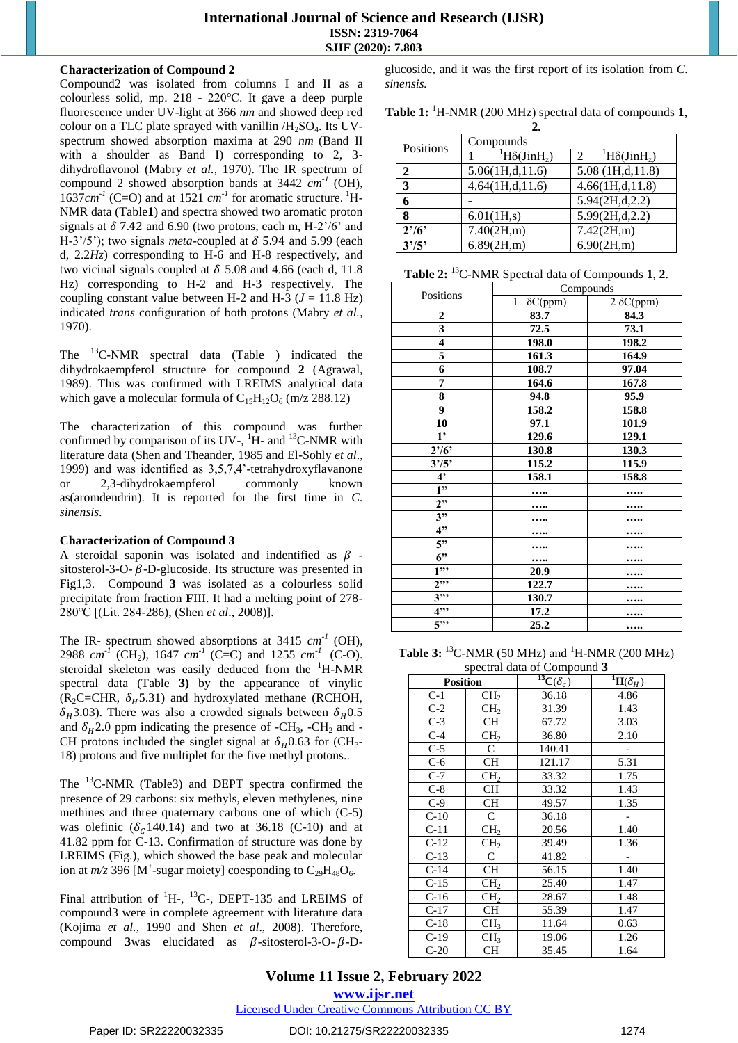### Characterization of Compound 2

Compound2 was isolated from columns I and II as a colourless solid, mp. 218 - 220°C. It gave a deep purple fluorescence under UV-light at 366 *nm* and showed deep red colour on a TLC plate sprayed with vanillin /$H_2SO_4$. Its UV-spectrum showed absorption maxima at 290 *nm* (Band II with a shoulder as Band I) corresponding to 2, 3-dihydroflavonol (Mabry *et al.*, 1970). The IR spectrum of compound 2 showed absorption bands at 3442 $cm^{-1}$ (OH), 1637$cm^{-1}$ (C=O) and at 1521 $cm^{-1}$ for aromatic structure. $^{1}$H-NMR data (Table**1**) and spectra showed two aromatic proton signals at $\delta$ 7.42 and 6.90 (two protons, each m, H-2'/6' and H-3'/5'); two signals *meta*-coupled at $\delta$ 5.94 and 5.99 (each d, 2.2*Hz*) corresponding to H-6 and H-8 respectively, and two vicinal signals coupled at $\delta$ 5.08 and 4.66 (each d, 11.8 Hz) corresponding to H-2 and H-3 respectively. The coupling constant value between H-2 and H-3 ($J$ = 11.8 Hz) indicated *trans* configuration of both protons (Mabry *et al.*, 1970).

The $^{13}$C-NMR spectral data (Table ) indicated the dihydrokaempferol structure for compound **2** (Agrawal, 1989). This was confirmed with LREIMS analytical data which gave a molecular formula of $C_{15}H_{12}O_6$ (m/z 288.12)

The characterization of this compound was further confirmed by comparison of its UV-, $^{1}$H- and $^{13}$C-NMR with literature data (Shen and Theander, 1985 and El-Sohly *et al.*, 1999) and was identified as 3,5,7,4'-tetrahydroxyflavanone or 2,3-dihydrokaempferol commonly known as(aromdendrin). It is reported for the first time in *C. sinensis*.

### Characterization of Compound 3

A steroidal saponin was isolated and indentified as $\beta$-sitosterol-3-O-$\beta$-D-glucoside. Its structure was presented in Fig1,3. Compound **3** was isolated as a colourless solid precipitate from fraction **F**III. It had a melting point of 278-280°C [(Lit. 284-286), (Shen *et al*., 2008)].

The IR- spectrum showed absorptions at 3415 $cm^{-1}$ (OH), 2988 $cm^{-1}$ ($CH_2$), 1647 $cm^{-1}$ (C=C) and 1255 $cm^{-1}$ (C-O). steroidal skeleton was easily deduced from the $^{1}$H-NMR spectral data (Table **3)** by the appearance of vinylic ($R_2$C=CHR, $\delta_H$5.31) and hydroxylated methane (RCHOH, $\delta_H$3.03). There was also a crowded signals between $\delta_H$0.5 and $\delta_H$2.0 ppm indicating the presence of -$CH_3$, -$CH_2$ and -CH protons included the singlet signal at $\delta_H$0.63 for ($CH_3$-18) protons and five multiplet for the five methyl protons..

The $^{13}$C-NMR (Table3) and DEPT spectra confirmed the presence of 29 carbons: six methyls, eleven methylenes, nine methines and three quaternary carbons one of which (C-5) was olefinic ($\delta_C$140.14) and two at 36.18 (C-10) and at 41.82 ppm for C-13. Confirmation of structure was done by LREIMS (Fig.), which showed the base peak and molecular ion at *m/z* 396 [$M^+$-sugar moiety] coesponding to $C_{29}H_{48}O_6$.

Final attribution of $^{1}$H-, $^{13}$C-, DEPT-135 and LREIMS of compound3 were in complete agreement with literature data (Kojima *et al.,* 1990 and Shen *et al*., 2008). Therefore, compound **3**was elucidated as $\beta$-sitosterol-3-O-$\beta$-D-glucoside, and it was the first report of its isolation from *C. sinensis.*

**Table 1:** $^{1}$H-NMR (200 MHz) spectral data of compounds **1**, **2.**

| Positions | Compounds | |
|---|---|---|
| | 1 $^{1}$Hδ(JinH$_z$) | 2 $^{1}$Hδ(JinH$_z$) |
| **2** | 5.06(1H,d,11.6) | 5.08 (1H,d,11.8) |
| **3** | 4.64(1H,d,11.6) | 4.66(1H,d,11.8) |
| **6** | - | 5.94(2H,d,2.2) |
| **8** | 6.01(1H,s) | 5.99(2H,d,2.2) |
| **2'/6'** | 7.40(2H,m) | 7.42(2H,m) |
| **3'/5'** | 6.89(2H,m) | 6.90(2H,m) |

**Table 2:** $^{13}$C-NMR Spectral data of Compounds **1**, **2**.

| Positions | Compounds | |
|---|---|---|
| | 1 δC(ppm) | 2 δC(ppm) |
| **2** | **83.7** | **84.3** |
| **3** | **72.5** | **73.1** |
| **4** | **198.0** | **198.2** |
| **5** | **161.3** | **164.9** |
| **6** | **108.7** | **97.04** |
| **7** | **164.6** | **167.8** |
| **8** | **94.8** | **95.9** |
| **9** | **158.2** | **158.8** |
| **10** | **97.1** | **101.9** |
| **1'** | **129.6** | **129.1** |
| **2'/6'** | **130.8** | **130.3** |
| **3'/5'** | **115.2** | **115.9** |
| **4'** | **158.1** | **158.8** |
| **1"** | **.....** | **.....** |
| **2"** | **.....** | **.....** |
| **3"** | **.....** | **.....** |
| **4"** | **.....** | **.....** |
| **5"** | **.....** | **.....** |
| **6"** | **.....** | **.....** |
| **1'''** | **20.9** | **.....** |
| **2'''** | **122.7** | **.....** |
| **3'''** | **130.7** | **.....** |
| **4'''** | **17.2** | **.....** |
| **5'''** | **25.2** | **.....** |

**Table 3:** $^{13}$C-NMR (50 MHz) and $^{1}$H-NMR (200 MHz) spectral data of Compound **3**

| Position | | $^{13}$C($\delta_c$) | $^{1}$H($\delta_H$) |
|---|---|---|---|
| C-1 | $CH_2$ | 36.18 | 4.86 |
| C-2 | $CH_2$ | 31.39 | 1.43 |
| C-3 | CH | 67.72 | 3.03 |
| C-4 | $CH_2$ | 36.80 | 2.10 |
| C-5 | C | 140.41 | - |
| C-6 | CH | 121.17 | 5.31 |
| C-7 | $CH_2$ | 33.32 | 1.75 |
| C-8 | CH | 33.32 | 1.43 |
| C-9 | CH | 49.57 | 1.35 |
| C-10 | C | 36.18 | - |
| C-11 | $CH_2$ | 20.56 | 1.40 |
| C-12 | $CH_2$ | 39.49 | 1.36 |
| C-13 | C | 41.82 | - |
| C-14 | CH | 56.15 | 1.40 |
| C-15 | $CH_2$ | 25.40 | 1.47 |
| C-16 | $CH_2$ | 28.67 | 1.48 |
| C-17 | CH | 55.39 | 1.47 |
| C-18 | $CH_3$ | 11.64 | 0.63 |
| C-19 | $CH_3$ | 19.06 | 1.26 |
| C-20 | CH | 35.45 | 1.64 |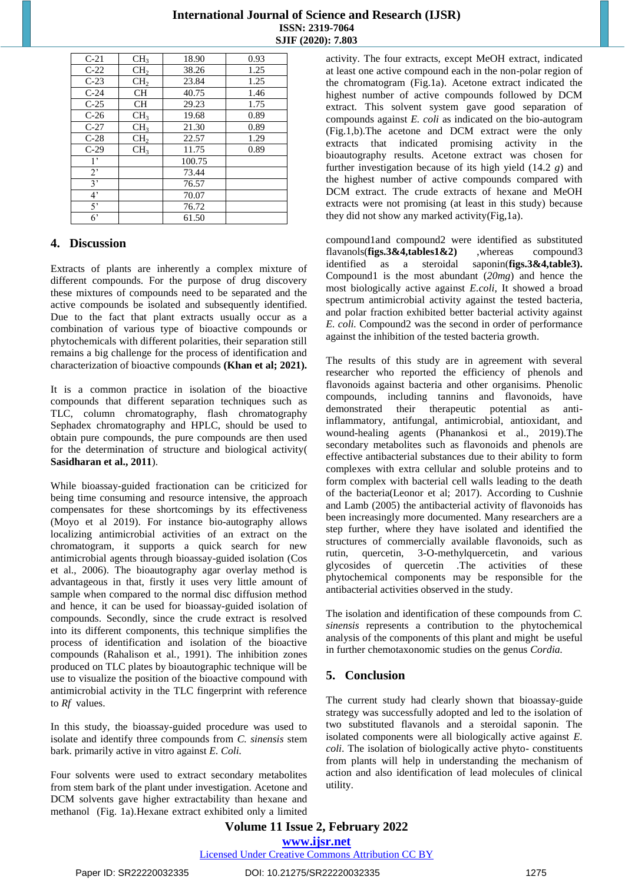| C-21 | $CH_3$ | 18.90 | 0.93 |
|---|---|---|---|
| C-22 | $CH_2$ | 38.26 | 1.25 |
| C-23 | $CH_2$ | 23.84 | 1.25 |
| C-24 | CH | 40.75 | 1.46 |
| C-25 | CH | 29.23 | 1.75 |
| C-26 | $CH_3$ | 19.68 | 0.89 |
| C-27 | $CH_3$ | 21.30 | 0.89 |
| C-28 | $CH_2$ | 22.57 | 1.29 |
| C-29 | $CH_3$ | 11.75 | 0.89 |
| 1' | | 100.75 | |
| 2' | | 73.44 | |
| 3' | | 76.57 | |
| 4' | | 70.07 | |
| 5' | | 76.72 | |
| 6' | | 61.50 | |

## 4. Discussion

Extracts of plants are inherently a complex mixture of different compounds. For the purpose of drug discovery these mixtures of compounds need to be separated and the active compounds be isolated and subsequently identified. Due to the fact that plant extracts usually occur as a combination of various type of bioactive compounds or phytochemicals with different polarities, their separation still remains a big challenge for the process of identification and characterization of bioactive compounds **(Khan et al; 2021).**

It is a common practice in isolation of the bioactive compounds that different separation techniques such as TLC, column chromatography, flash chromatography Sephadex chromatography and HPLC, should be used to obtain pure compounds, the pure compounds are then used for the determination of structure and biological activity( **Sasidharan et al., 2011**).

While bioassay-guided fractionation can be criticized for being time consuming and resource intensive, the approach compensates for these shortcomings by its effectiveness (Moyo et al 2019). For instance bio-autography allows localizing antimicrobial activities of an extract on the chromatogram, it supports a quick search for new antimicrobial agents through bioassay-guided isolation (Cos et al., 2006). The bioautography agar overlay method is advantageous in that, firstly it uses very little amount of sample when compared to the normal disc diffusion method and hence, it can be used for bioassay-guided isolation of compounds. Secondly, since the crude extract is resolved into its different components, this technique simplifies the process of identification and isolation of the bioactive compounds (Rahalison et al., 1991). The inhibition zones produced on TLC plates by bioautographic technique will be use to visualize the position of the bioactive compound with antimicrobial activity in the TLC fingerprint with reference to *Rf* values.

In this study, the bioassay-guided procedure was used to isolate and identify three compounds from *C. sinensis* stem bark. primarily active in vitro against *E. Coli.*

Four solvents were used to extract secondary metabolites from stem bark of the plant under investigation. Acetone and DCM solvents gave higher extractability than hexane and methanol (Fig. 1a).Hexane extract exhibited only a limited activity. The four extracts, except MeOH extract, indicated at least one active compound each in the non-polar region of the chromatogram (Fig.1a). Acetone extract indicated the highest number of active compounds followed by DCM extract. This solvent system gave good separation of compounds against *E. coli* as indicated on the bio-autogram (Fig.1,b).The acetone and DCM extract were the only extracts that indicated promising activity in the bioautography results. Acetone extract was chosen for further investigation because of its high yield (14.2 *g*) and the highest number of active compounds compared with DCM extract. The crude extracts of hexane and MeOH extracts were not promising (at least in this study) because they did not show any marked activity(Fig,1a).

compound1and compound2 were identified as substituted flavanols(**figs.3&4,tables1&2)** ,whereas compound3 identified as a steroidal saponin(**figs.3&4,table3).** Compound1 is the most abundant (*20mg*) and hence the most biologically active against *E.coli,* It showed a broad spectrum antimicrobial activity against the tested bacteria, and polar fraction exhibited better bacterial activity against *E. coli.* Compound2 was the second in order of performance against the inhibition of the tested bacteria growth.

The results of this study are in agreement with several researcher who reported the efficiency of phenols and flavonoids against bacteria and other organisms. Phenolic compounds, including tannins and flavonoids, have demonstrated their therapeutic potential as anti-inflammatory, antifungal, antimicrobial, antioxidant, and wound-healing agents (Phanankosi et al., 2019).The secondary metabolites such as flavonoids and phenols are effective antibacterial substances due to their ability to form complexes with extra cellular and soluble proteins and to form complex with bacterial cell walls leading to the death of the bacteria(Leonor et al; 2017). According to Cushnie and Lamb (2005) the antibacterial activity of flavonoids has been increasingly more documented. Many researchers are a step further, where they have isolated and identified the structures of commercially available flavonoids, such as rutin, quercetin, 3-O-methylquercetin, and various glycosides of quercetin .The activities of these phytochemical components may be responsible for the antibacterial activities observed in the study.

The isolation and identification of these compounds from *C. sinensis* represents a contribution to the phytochemical analysis of the components of this plant and might be useful in further chemotaxonomic studies on the genus *Cordia.*

## 5. Conclusion

The current study had clearly shown that bioassay-guide strategy was successfully adopted and led to the isolation of two substituted flavanols and a steroidal saponin. The isolated components were all biologically active against *E. coli*. The isolation of biologically active phyto- constituents from plants will help in understanding the mechanism of action and also identification of lead molecules of clinical utility.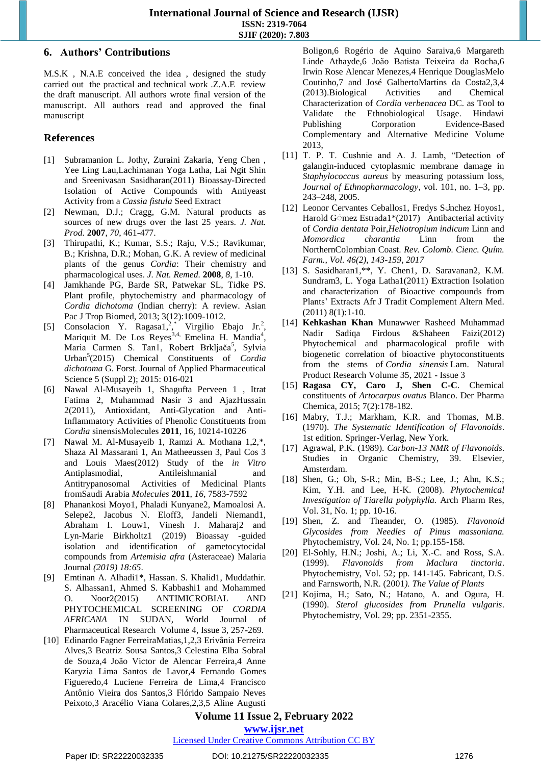## 6. Authors' Contributions

M.S.K , N.A.E conceived the idea , designed the study carried out the practical and technical work .Z.A.E review the draft manuscript. All authors wrote final version of the manuscript. All authors read and approved the final manuscript

## References

[1] Subramanion L. Jothy, Zuraini Zakaria, Yeng Chen , Yee Ling Lau,Lachimanan Yoga Latha, Lai Ngit Shin and Sreenivasan Sasidharan(2011) Bioassay-Directed Isolation of Active Compounds with Antiyeast Activity from a *Cassia fistula* Seed Extract

[2] Newman, D.J.; Cragg, G.M. Natural products as sources of new drugs over the last 25 years. *J. Nat. Prod.* **2007**, *70*, 461-477.

[3] Thirupathi, K.; Kumar, S.S.; Raju, V.S.; Ravikumar, B.; Krishna, D.R.; Mohan, G.K. A review of medicinal plants of the genus *Cordia*: Their chemistry and pharmacological uses. *J. Nat. Remed.* **2008**, *8*, 1-10.

[4] Jamkhande PG, Barde SR, Patwekar SL, Tidke PS. Plant profile, phytochemistry and pharmacology of *Cordia dichotoma* (Indian cherry): A review. Asian Pac J Trop Biomed, 2013; 3(12):1009-1012.

[5] Consolacion Y. Ragasa1,[2,*] Virgilio Ebajo Jr.[2], Mariquit M. De Los Reyes[3,4,] Emelina H. Mandia[4], Maria Carmen S. Tan1, Robert Brkljača[5], Sylvia Urban[5](2015) Chemical Constituents of *Cordia dichotoma* G. Forst. Journal of Applied Pharmaceutical Science 5 (Suppl 2); 2015: 016-021

[6] Nawal Al-Musayeib 1, Shagufta Perveen 1 , Itrat Fatima 2, Muhammad Nasir 3 and AjazHussain 2(2011), Antioxidant, Anti-Glycation and Anti-Inflammatory Activities of Phenolic Constituents from *Cordia* sinensisMolecules **2011**, 16, 10214-10226

[7] Nawal M. Al-Musayeib 1, Ramzi A. Mothana 1,2,*, Shaza Al Massarani 1, An Matheeussen 3, Paul Cos 3 and Louis Maes(2012) Study of the *in Vitro* Antiplasmodial, Antileishmanial and Antitrypanosomal Activities of Medicinal Plants fromSaudi Arabia *Molecules* **2011**, *16*, 7583-7592

[8] Phanankosi Moyo1, Phaladi Kunyane2, Mamoalosi A. Selepe2, Jacobus N. Eloff3, Jandeli Niemand1, Abraham I. Louw1, Vinesh J. Maharaj2 and Lyn-Marie Birkholtz1 (2019) Bioassay -guided isolation and identification of gametocytocidal compounds from *Artemisia afra* (Asteraceae) Malaria Journal *(2019) 18:65*.

[9] Emtinan A. Alhadi1*, Hassan. S. Khalid1, Muddathir. S. Alhassan1, Ahmed S. Kabbashi1 and Mohammed O. Noor2(2015) ANTIMICROBIAL AND PHYTOCHEMICAL SCREENING OF *CORDIA AFRICANA* IN SUDAN, World Journal of Pharmaceutical Research Volume 4, Issue 3, 257-269.

[10] Edinardo Fagner FerreiraMatias,1,2,3 Erivânia Ferreira Alves,3 Beatriz Sousa Santos,3 Celestina Elba Sobral de Souza,4 João Victor de Alencar Ferreira,4 Anne Karyzia Lima Santos de Lavor,4 Fernando Gomes Figueredo,4 Luciene Ferreira de Lima,4 Francisco Antônio Vieira dos Santos,3 Flórido Sampaio Neves Peixoto,3 Aracélio Viana Colares,2,3,5 Aline Augusti Boligon,6 Rogério de Aquino Saraiva,6 Margareth Linde Athayde,6 João Batista Teixeira da Rocha,6 Irwin Rose Alencar Menezes,4 Henrique DouglasMelo Coutinho,7 and José GalbertoMartins da Costa2,3,4 (2013).Biological Activities and Chemical Characterization of *Cordia verbenacea* DC. as Tool to Validate the Ethnobiological Usage. Hindawi Publishing Corporation Evidence-Based Complementary and Alternative Medicine Volume 2013,

[11] T. P. T. Cushnie and A. J. Lamb, "Detection of galangin-induced cytoplasmic membrane damage in *Staphylococcus aureus* by measuring potassium loss, *Journal of Ethnopharmacology*, vol. 101, no. 1–3, pp. 243–248, 2005.

[12] Leonor Cervantes Ceballos1, Fredys Sᒍnchez Hoyos1, Harold G̀ómez Estrada1*(2017) Antibacterial activity of *Cordia dentata* Poir,*Heliotropium indicum* Linn and *Momordica charantia* Linn from the NorthernColombian Coast. *Rev. Colomb. Cienc. Quím. Farm., Vol. 46(2), 143-159, 2017*

[13] S. Sasidharan1,**, Y. Chen1, D. Saravanan2, K.M. Sundram3, L. Yoga Latha1(2011) **E**xtraction Isolation and characterization of Bioactive compounds from Plants' Extracts Afr J Tradit Complement Altern Med. (2011) 8(1):1-10.

[14] **Kehkashan Khan** Munawwer Rasheed Muhammad Nadir Sadiqa Firdous &Shaheen Faizi(2012) Phytochemical and pharmacological profile with biogenetic correlation of bioactive phytoconstituents from the stems of *Cordia sinensis* Lam. Natural Product Research Volume 35, 2021 - Issue 3

[15] **Ragasa CY, Caro J, Shen C-C**. Chemical constituents of *Artocarpus ovatus* Blanco. Der Pharma Chemica, 2015; 7(2):178-182.

[16] Mabry, T.J.; Markham, K.R. and Thomas, M.B. (1970). *The Systematic Identification of Flavonoids*. 1st edition. Springer-Verlag, New York.

[17] Agrawal, P.K. (1989). *Carbon-13 NMR of Flavonoids*. Studies in Organic Chemistry, 39. Elsevier, Amsterdam.

[18] Shen, G.; Oh, S-R.; Min, B-S.; Lee, J.; Ahn, K.S.; Kim, Y.H. and Lee, H-K. (2008). *Phytochemical Investigation of Tiarella polyphylla.* Arch Pharm Res, Vol. 31, No. 1; pp. 10-16.

[19] Shen, Z. and Theander, O. (1985). *Flavonoid Glycosides from Needles of Pinus massoniana.* Phytochemistry, Vol. 24, No. 1; pp.155-158.

[20] El-Sohly, H.N.; Joshi, A.; Li, X.-C. and Ross, S.A. (1999). *Flavonoids from Maclura tinctoria*. Phytochemistry, Vol. 52; pp. 141-145. Fabricant, D.S. and Farnsworth, N.R. (2001*). The Value of Plants*

[21] Kojima, H.; Sato, N.; Hatano, A. and Ogura, H. (1990). *Sterol glucosides from Prunella vulgaris*. Phytochemistry, Vol. 29; pp. 2351-2355.